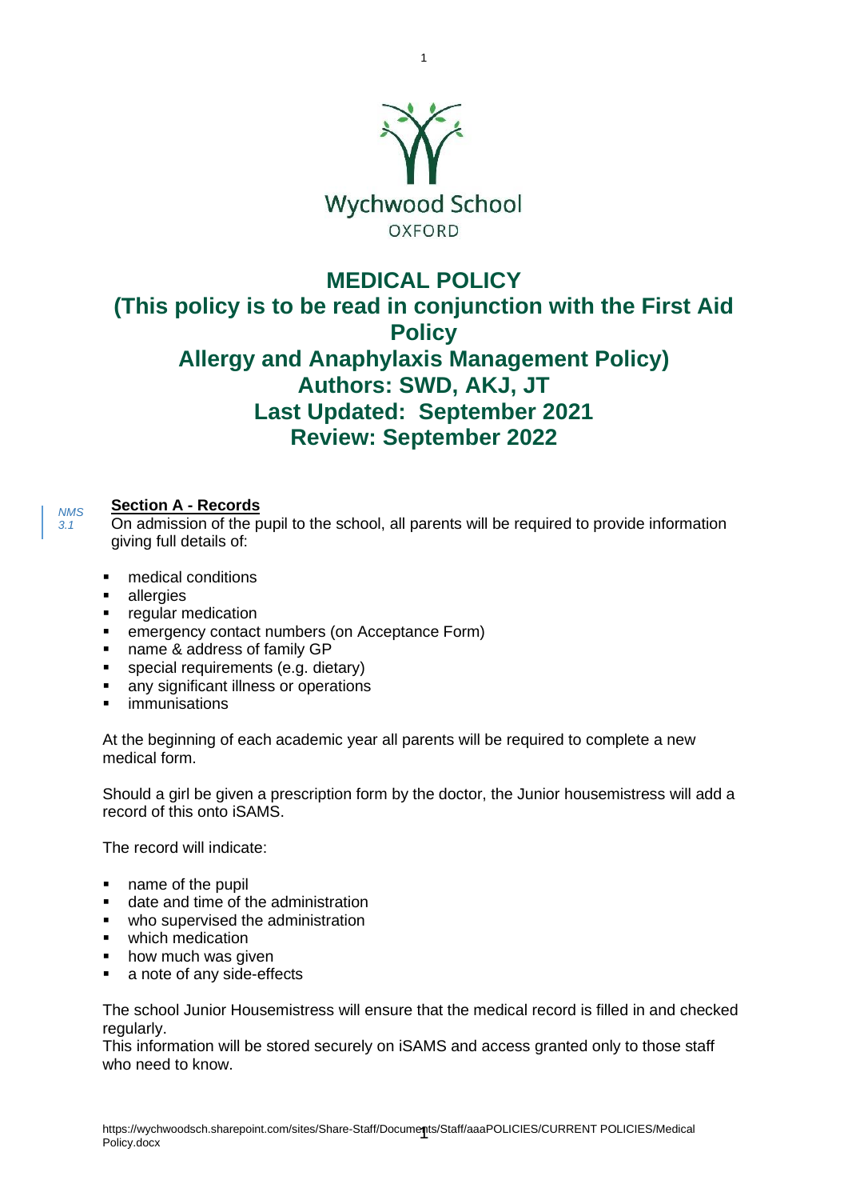Wychwood School

OXFORD

# MEDICAL POLICY

# (This policy is to be read in conjunction with the First Aid Policy Allergy and Anaphylaxis Management Policy)

# Authors: SWD, AKJ, JT

# Last Updated: September 2021

# Review: September 2022

*NMS 3.1*

## Section A - Records

On admission of the pupil to the school, all parents will be required to provide information giving full details of:

- medical conditions
- allergies
- regular medication
- emergency contact numbers (on Acceptance Form)
- name & address of family GP
- special requirements (e.g. dietary)
- any significant illness or operations
- immunisations

At the beginning of each academic year all parents will be required to complete a new medical form.

Should a girl be given a prescription form by the doctor, the Junior housemistress will add a record of this onto iSAMS.

The record will indicate:

- name of the pupil
- date and time of the administration
- who supervised the administration
- which medication
- how much was given
- a note of any side-effects

The school Junior Housemistress will ensure that the medical record is filled in and checked regularly.

This information will be stored securely on iSAMS and access granted only to those staff who need to know.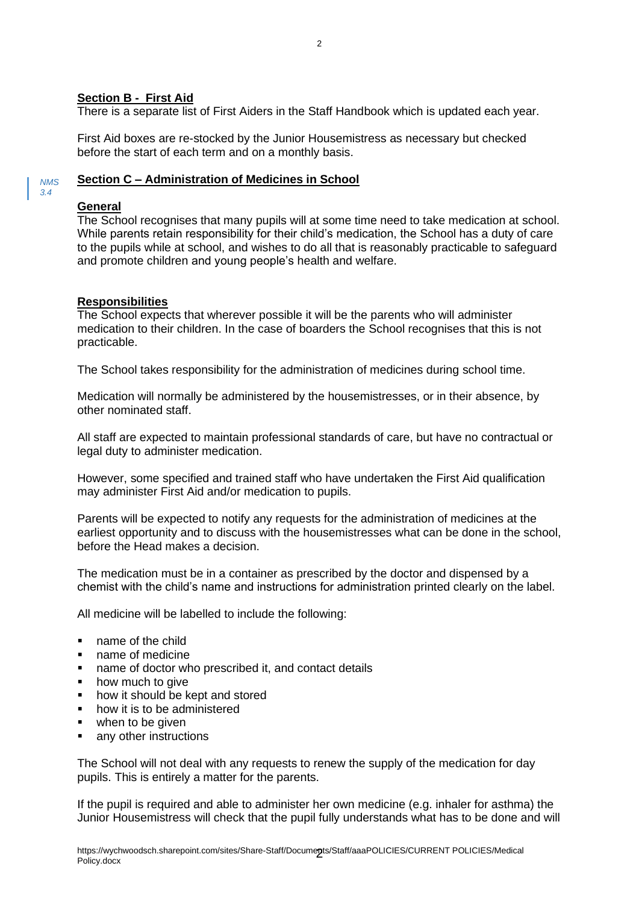**Section B - First Aid**

There is a separate list of First Aiders in the Staff Handbook which is updated each year.

First Aid boxes are re-stocked by the Junior Housemistress as necessary but checked before the start of each term and on a monthly basis.

*NMS 3.4*

**Section C – Administration of Medicines in School**

**General**

The School recognises that many pupils will at some time need to take medication at school. While parents retain responsibility for their child's medication, the School has a duty of care to the pupils while at school, and wishes to do all that is reasonably practicable to safeguard and promote children and young people's health and welfare.

**Responsibilities**

The School expects that wherever possible it will be the parents who will administer medication to their children. In the case of boarders the School recognises that this is not practicable.

The School takes responsibility for the administration of medicines during school time.

Medication will normally be administered by the housemistresses, or in their absence, by other nominated staff.

All staff are expected to maintain professional standards of care, but have no contractual or legal duty to administer medication.

However, some specified and trained staff who have undertaken the First Aid qualification may administer First Aid and/or medication to pupils.

Parents will be expected to notify any requests for the administration of medicines at the earliest opportunity and to discuss with the housemistresses what can be done in the school, before the Head makes a decision.

The medication must be in a container as prescribed by the doctor and dispensed by a chemist with the child's name and instructions for administration printed clearly on the label.

All medicine will be labelled to include the following:

- name of the child
- name of medicine
- name of doctor who prescribed it, and contact details
- how much to give
- how it should be kept and stored
- how it is to be administered
- when to be given
- any other instructions

The School will not deal with any requests to renew the supply of the medication for day pupils. This is entirely a matter for the parents.

If the pupil is required and able to administer her own medicine (e.g. inhaler for asthma) the Junior Housemistress will check that the pupil fully understands what has to be done and will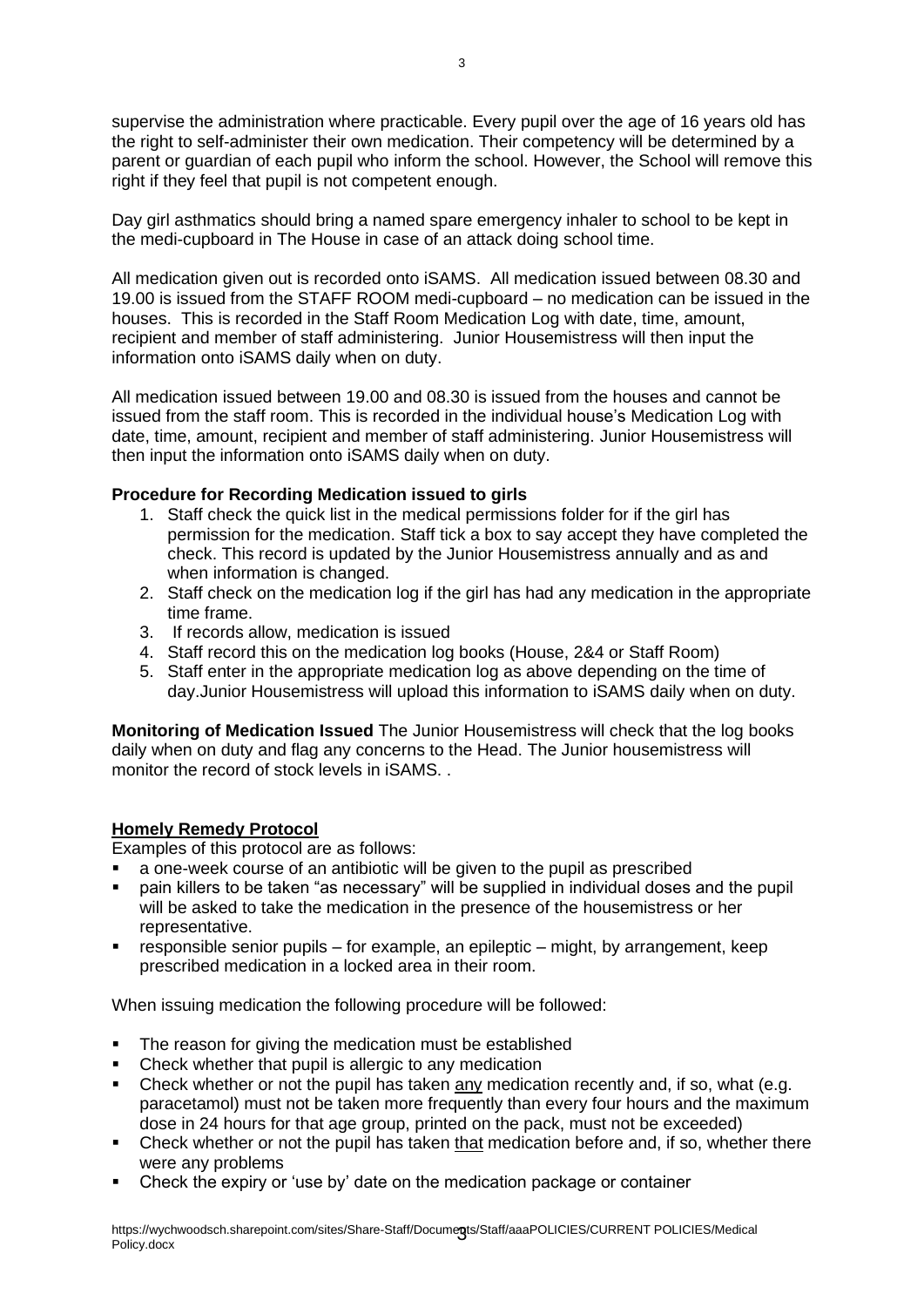supervise the administration where practicable. Every pupil over the age of 16 years old has the right to self-administer their own medication. Their competency will be determined by a parent or guardian of each pupil who inform the school. However, the School will remove this right if they feel that pupil is not competent enough.

Day girl asthmatics should bring a named spare emergency inhaler to school to be kept in the medi-cupboard in The House in case of an attack doing school time.

All medication given out is recorded onto iSAMS. All medication issued between 08.30 and 19.00 is issued from the STAFF ROOM medi-cupboard – no medication can be issued in the houses. This is recorded in the Staff Room Medication Log with date, time, amount, recipient and member of staff administering. Junior Housemistress will then input the information onto iSAMS daily when on duty.

All medication issued between 19.00 and 08.30 is issued from the houses and cannot be issued from the staff room. This is recorded in the individual house's Medication Log with date, time, amount, recipient and member of staff administering. Junior Housemistress will then input the information onto iSAMS daily when on duty.

**Procedure for Recording Medication issued to girls**

1. Staff check the quick list in the medical permissions folder for if the girl has permission for the medication. Staff tick a box to say accept they have completed the check. This record is updated by the Junior Housemistress annually and as and when information is changed.
2. Staff check on the medication log if the girl has had any medication in the appropriate time frame.
3. If records allow, medication is issued
4. Staff record this on the medication log books (House, 2&4 or Staff Room)
5. Staff enter in the appropriate medication log as above depending on the time of day.Junior Housemistress will upload this information to iSAMS daily when on duty.

**Monitoring of Medication Issued** The Junior Housemistress will check that the log books daily when on duty and flag any concerns to the Head. The Junior housemistress will monitor the record of stock levels in iSAMS. .

**Homely Remedy Protocol**

Examples of this protocol are as follows:

- a one-week course of an antibiotic will be given to the pupil as prescribed
- pain killers to be taken "as necessary" will be supplied in individual doses and the pupil will be asked to take the medication in the presence of the housemistress or her representative.
- responsible senior pupils – for example, an epileptic – might, by arrangement, keep prescribed medication in a locked area in their room.

When issuing medication the following procedure will be followed:

- The reason for giving the medication must be established
- Check whether that pupil is allergic to any medication
- Check whether or not the pupil has taken <u>any</u> medication recently and, if so, what (e.g. paracetamol) must not be taken more frequently than every four hours and the maximum dose in 24 hours for that age group, printed on the pack, must not be exceeded)
- Check whether or not the pupil has taken <u>that</u> medication before and, if so, whether there were any problems
- Check the expiry or 'use by' date on the medication package or container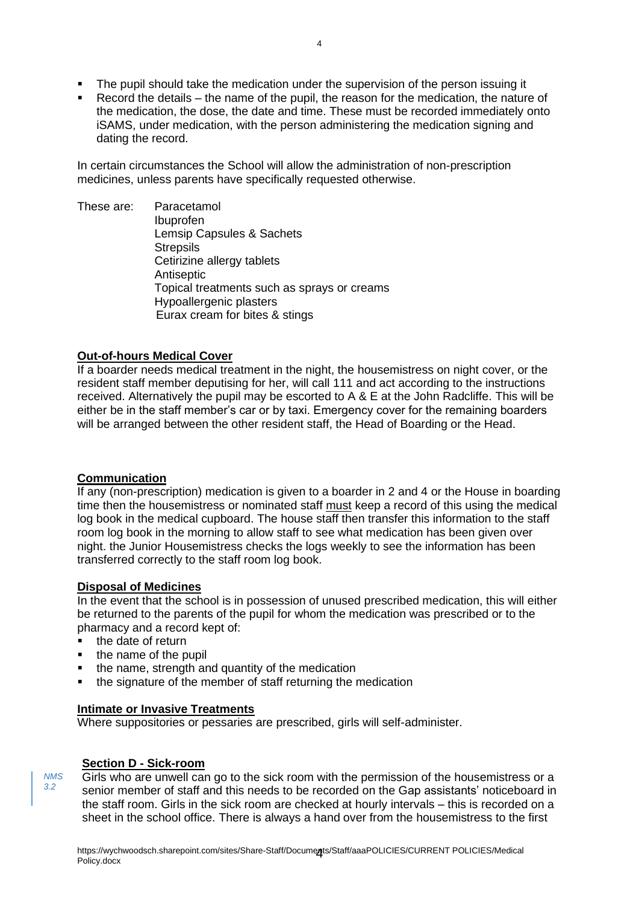- The pupil should take the medication under the supervision of the person issuing it
- Record the details – the name of the pupil, the reason for the medication, the nature of the medication, the dose, the date and time. These must be recorded immediately onto iSAMS, under medication, with the person administering the medication signing and dating the record.

In certain circumstances the School will allow the administration of non-prescription medicines, unless parents have specifically requested otherwise.

These are:
- Paracetamol
- Ibuprofen
- Lemsip Capsules & Sachets
- Strepsils
- Cetirizine allergy tablets
- Antiseptic
- Topical treatments such as sprays or creams
- Hypoallergenic plasters
- Eurax cream for bites & stings

**Out-of-hours Medical Cover**

If a boarder needs medical treatment in the night, the housemistress on night cover, or the resident staff member deputising for her, will call 111 and act according to the instructions received. Alternatively the pupil may be escorted to A & E at the John Radcliffe. This will be either be in the staff member's car or by taxi. Emergency cover for the remaining boarders will be arranged between the other resident staff, the Head of Boarding or the Head.

**Communication**

If any (non-prescription) medication is given to a boarder in 2 and 4 or the House in boarding time then the housemistress or nominated staff must keep a record of this using the medical log book in the medical cupboard. The house staff then transfer this information to the staff room log book in the morning to allow staff to see what medication has been given over night. the Junior Housemistress checks the logs weekly to see the information has been transferred correctly to the staff room log book.

**Disposal of Medicines**

In the event that the school is in possession of unused prescribed medication, this will either be returned to the parents of the pupil for whom the medication was prescribed or to the pharmacy and a record kept of:

- the date of return
- the name of the pupil
- the name, strength and quantity of the medication
- the signature of the member of staff returning the medication

**Intimate or Invasive Treatments**

Where suppositories or pessaries are prescribed, girls will self-administer.

**Section D - Sick-room**

*NMS 3.2*

Girls who are unwell can go to the sick room with the permission of the housemistress or a senior member of staff and this needs to be recorded on the Gap assistants' noticeboard in the staff room. Girls in the sick room are checked at hourly intervals – this is recorded on a sheet in the school office. There is always a hand over from the housemistress to the first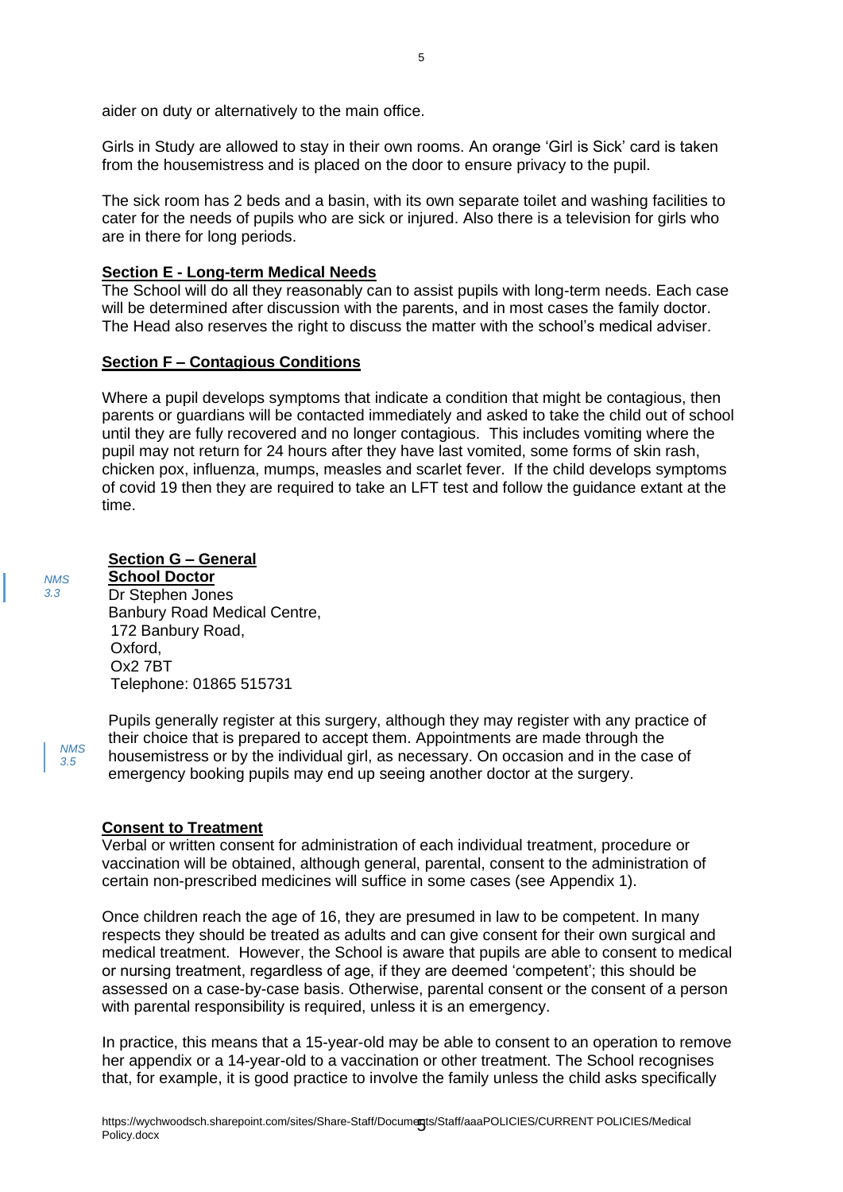aider on duty or alternatively to the main office.

Girls in Study are allowed to stay in their own rooms. An orange 'Girl is Sick' card is taken from the housemistress and is placed on the door to ensure privacy to the pupil.

The sick room has 2 beds and a basin, with its own separate toilet and washing facilities to cater for the needs of pupils who are sick or injured. Also there is a television for girls who are in there for long periods.

**Section E - Long-term Medical Needs**

The School will do all they reasonably can to assist pupils with long-term needs. Each case will be determined after discussion with the parents, and in most cases the family doctor. The Head also reserves the right to discuss the matter with the school's medical adviser.

**Section F – Contagious Conditions**

Where a pupil develops symptoms that indicate a condition that might be contagious, then parents or guardians will be contacted immediately and asked to take the child out of school until they are fully recovered and no longer contagious. This includes vomiting where the pupil may not return for 24 hours after they have last vomited, some forms of skin rash, chicken pox, influenza, mumps, measles and scarlet fever. If the child develops symptoms of covid 19 then they are required to take an LFT test and follow the guidance extant at the time.

**Section G – General**

*NMS 3.3*

**School Doctor**

Dr Stephen Jones
Banbury Road Medical Centre,
172 Banbury Road,
Oxford,
Ox2 7BT
Telephone: 01865 515731

*NMS 3.5*

Pupils generally register at this surgery, although they may register with any practice of their choice that is prepared to accept them. Appointments are made through the housemistress or by the individual girl, as necessary. On occasion and in the case of emergency booking pupils may end up seeing another doctor at the surgery.

**Consent to Treatment**

Verbal or written consent for administration of each individual treatment, procedure or vaccination will be obtained, although general, parental, consent to the administration of certain non-prescribed medicines will suffice in some cases (see Appendix 1).

Once children reach the age of 16, they are presumed in law to be competent. In many respects they should be treated as adults and can give consent for their own surgical and medical treatment. However, the School is aware that pupils are able to consent to medical or nursing treatment, regardless of age, if they are deemed 'competent'; this should be assessed on a case-by-case basis. Otherwise, parental consent or the consent of a person with parental responsibility is required, unless it is an emergency.

In practice, this means that a 15-year-old may be able to consent to an operation to remove her appendix or a 14-year-old to a vaccination or other treatment. The School recognises that, for example, it is good practice to involve the family unless the child asks specifically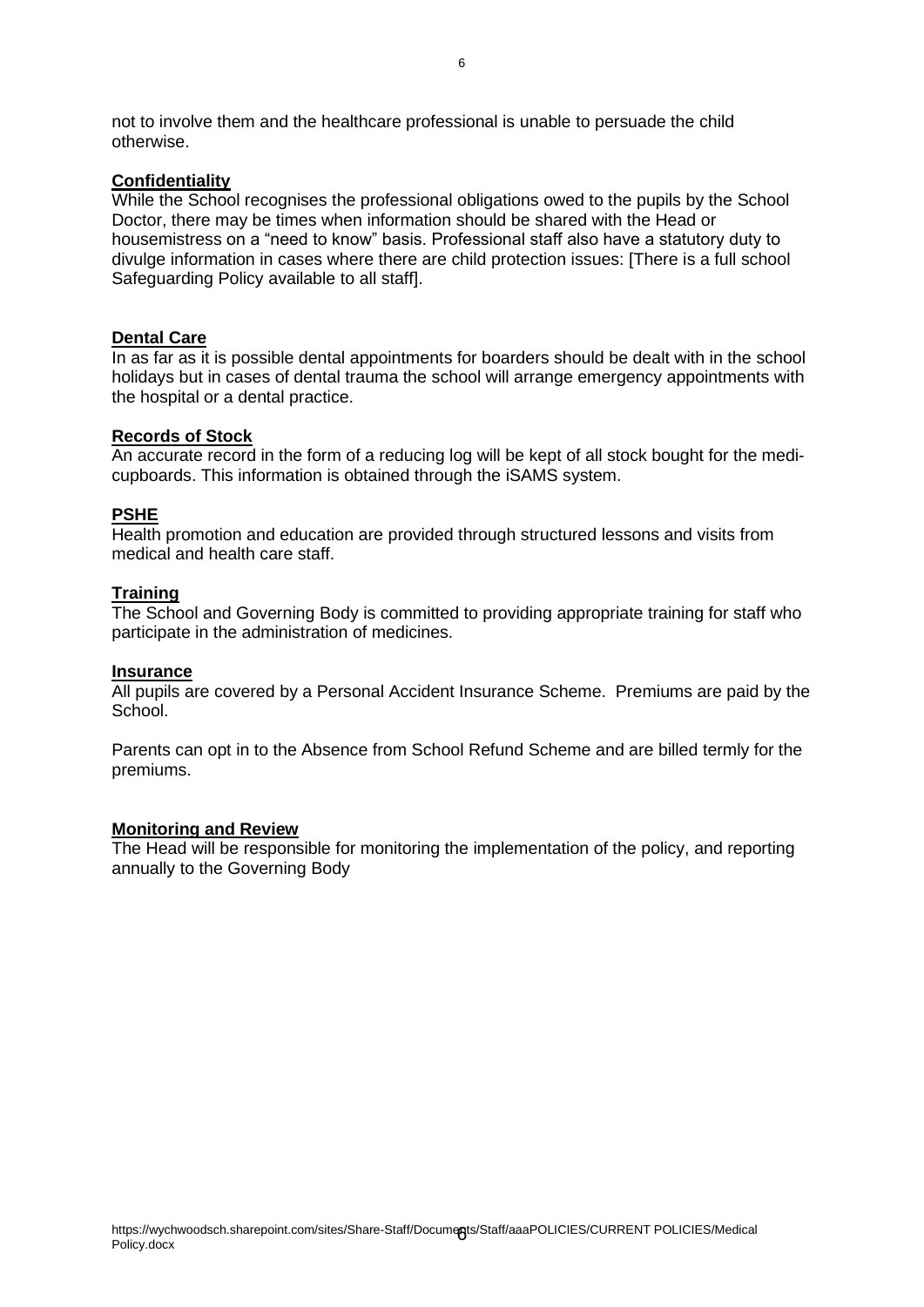not to involve them and the healthcare professional is unable to persuade the child otherwise.

**Confidentiality**

While the School recognises the professional obligations owed to the pupils by the School Doctor, there may be times when information should be shared with the Head or housemistress on a "need to know" basis. Professional staff also have a statutory duty to divulge information in cases where there are child protection issues: [There is a full school Safeguarding Policy available to all staff].

**Dental Care**

In as far as it is possible dental appointments for boarders should be dealt with in the school holidays but in cases of dental trauma the school will arrange emergency appointments with the hospital or a dental practice.

**Records of Stock**

An accurate record in the form of a reducing log will be kept of all stock bought for the medi-cupboards. This information is obtained through the iSAMS system.

**PSHE**

Health promotion and education are provided through structured lessons and visits from medical and health care staff.

**Training**

The School and Governing Body is committed to providing appropriate training for staff who participate in the administration of medicines.

**Insurance**

All pupils are covered by a Personal Accident Insurance Scheme. Premiums are paid by the School.

Parents can opt in to the Absence from School Refund Scheme and are billed termly for the premiums.

**Monitoring and Review**

The Head will be responsible for monitoring the implementation of the policy, and reporting annually to the Governing Body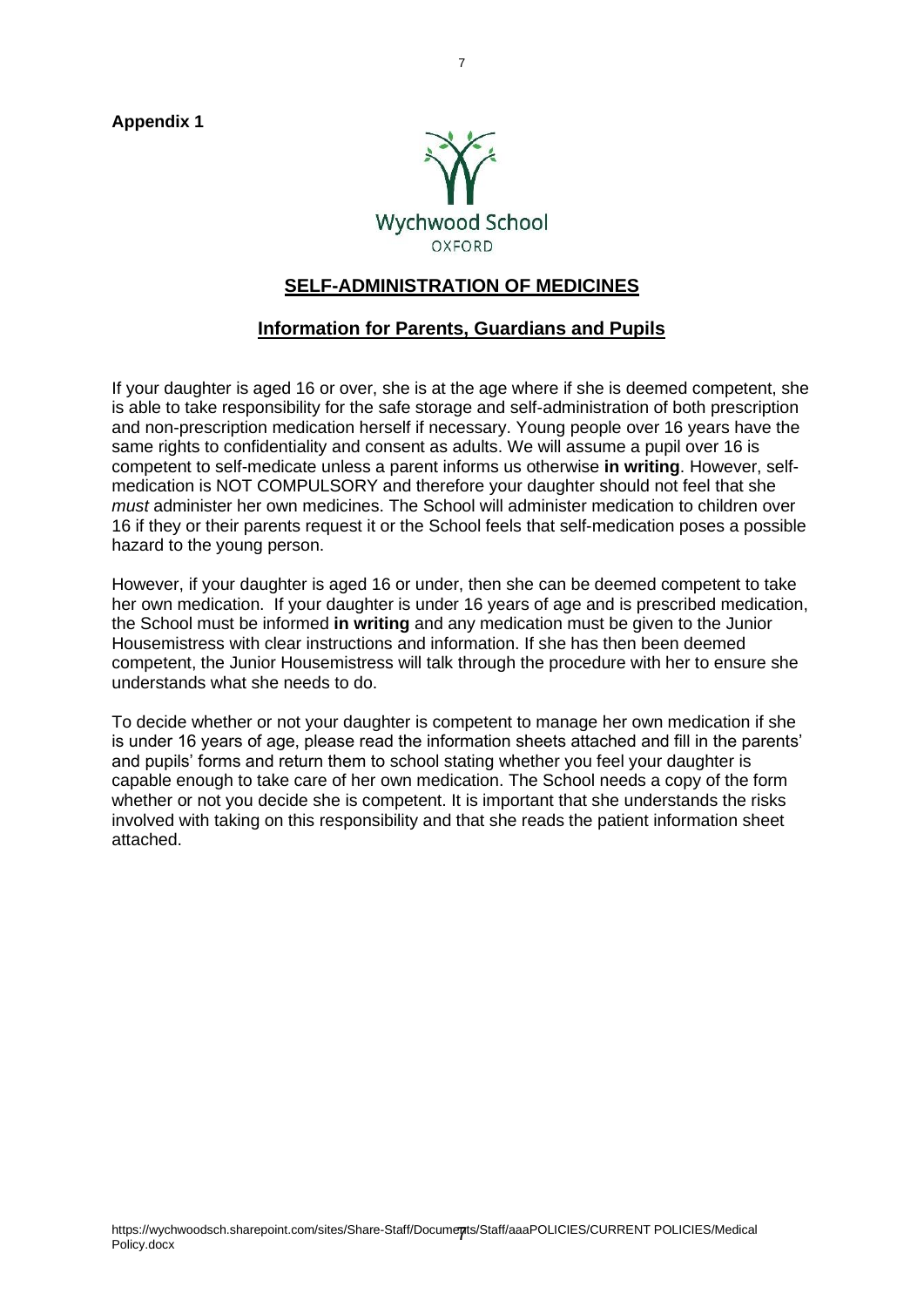**Appendix 1**

Wychwood School

OXFORD

## SELF-ADMINISTRATION OF MEDICINES

### Information for Parents, Guardians and Pupils

If your daughter is aged 16 or over, she is at the age where if she is deemed competent, she is able to take responsibility for the safe storage and self-administration of both prescription and non-prescription medication herself if necessary. Young people over 16 years have the same rights to confidentiality and consent as adults. We will assume a pupil over 16 is competent to self-medicate unless a parent informs us otherwise **in writing**. However, self-medication is NOT COMPULSORY and therefore your daughter should not feel that she *must* administer her own medicines. The School will administer medication to children over 16 if they or their parents request it or the School feels that self-medication poses a possible hazard to the young person.

However, if your daughter is aged 16 or under, then she can be deemed competent to take her own medication. If your daughter is under 16 years of age and is prescribed medication, the School must be informed **in writing** and any medication must be given to the Junior Housemistress with clear instructions and information. If she has then been deemed competent, the Junior Housemistress will talk through the procedure with her to ensure she understands what she needs to do.

To decide whether or not your daughter is competent to manage her own medication if she is under 16 years of age, please read the information sheets attached and fill in the parents' and pupils' forms and return them to school stating whether you feel your daughter is capable enough to take care of her own medication. The School needs a copy of the form whether or not you decide she is competent. It is important that she understands the risks involved with taking on this responsibility and that she reads the patient information sheet attached.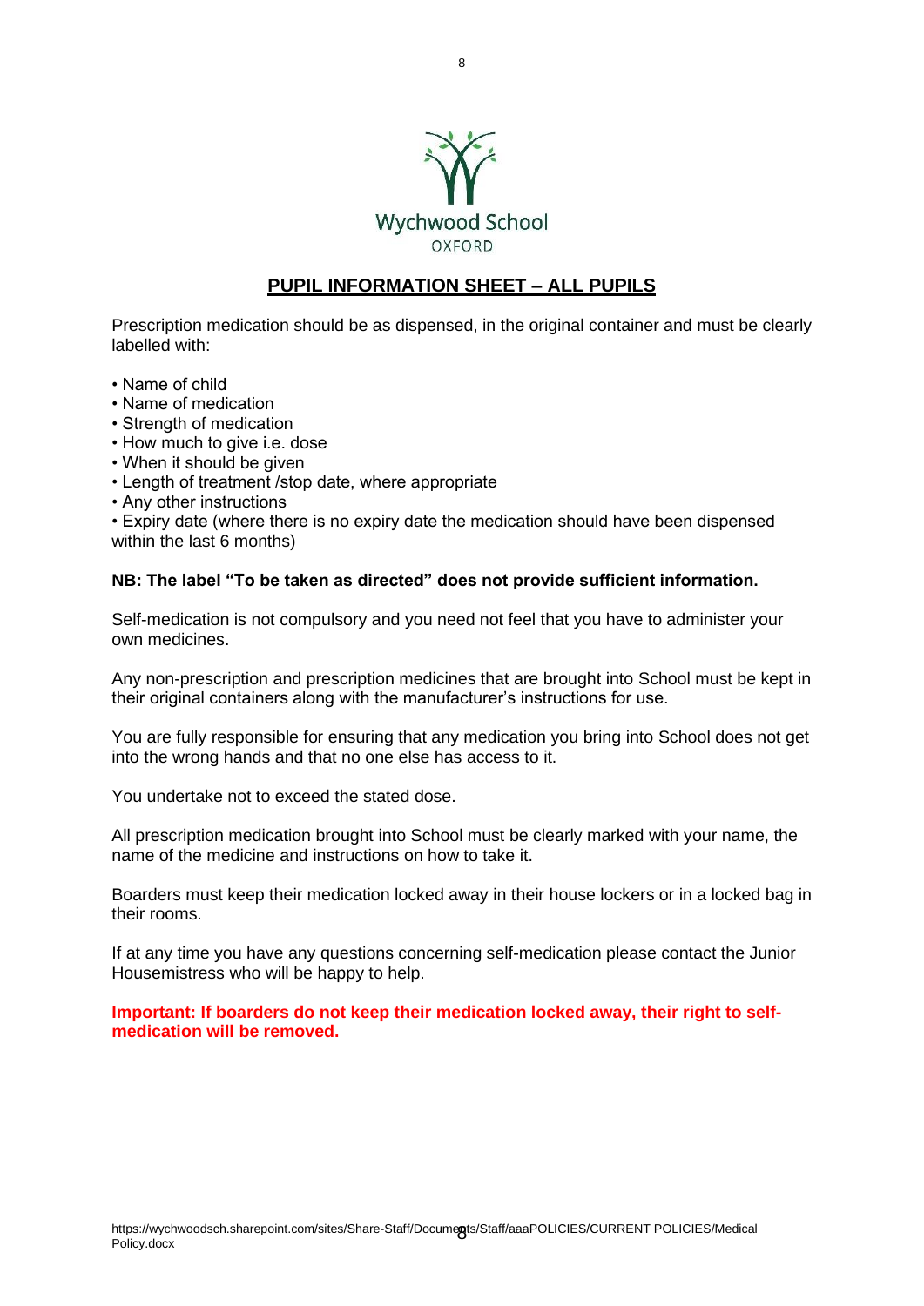Wychwood School
OXFORD

## PUPIL INFORMATION SHEET – ALL PUPILS

Prescription medication should be as dispensed, in the original container and must be clearly labelled with:

- Name of child
- Name of medication
- Strength of medication
- How much to give i.e. dose
- When it should be given
- Length of treatment /stop date, where appropriate
- Any other instructions
- Expiry date (where there is no expiry date the medication should have been dispensed within the last 6 months)

**NB: The label "To be taken as directed" does not provide sufficient information.**

Self-medication is not compulsory and you need not feel that you have to administer your own medicines.

Any non-prescription and prescription medicines that are brought into School must be kept in their original containers along with the manufacturer's instructions for use.

You are fully responsible for ensuring that any medication you bring into School does not get into the wrong hands and that no one else has access to it.

You undertake not to exceed the stated dose.

All prescription medication brought into School must be clearly marked with your name, the name of the medicine and instructions on how to take it.

Boarders must keep their medication locked away in their house lockers or in a locked bag in their rooms.

If at any time you have any questions concerning self-medication please contact the Junior Housemistress who will be happy to help.

**Important: If boarders do not keep their medication locked away, their right to self-medication will be removed.**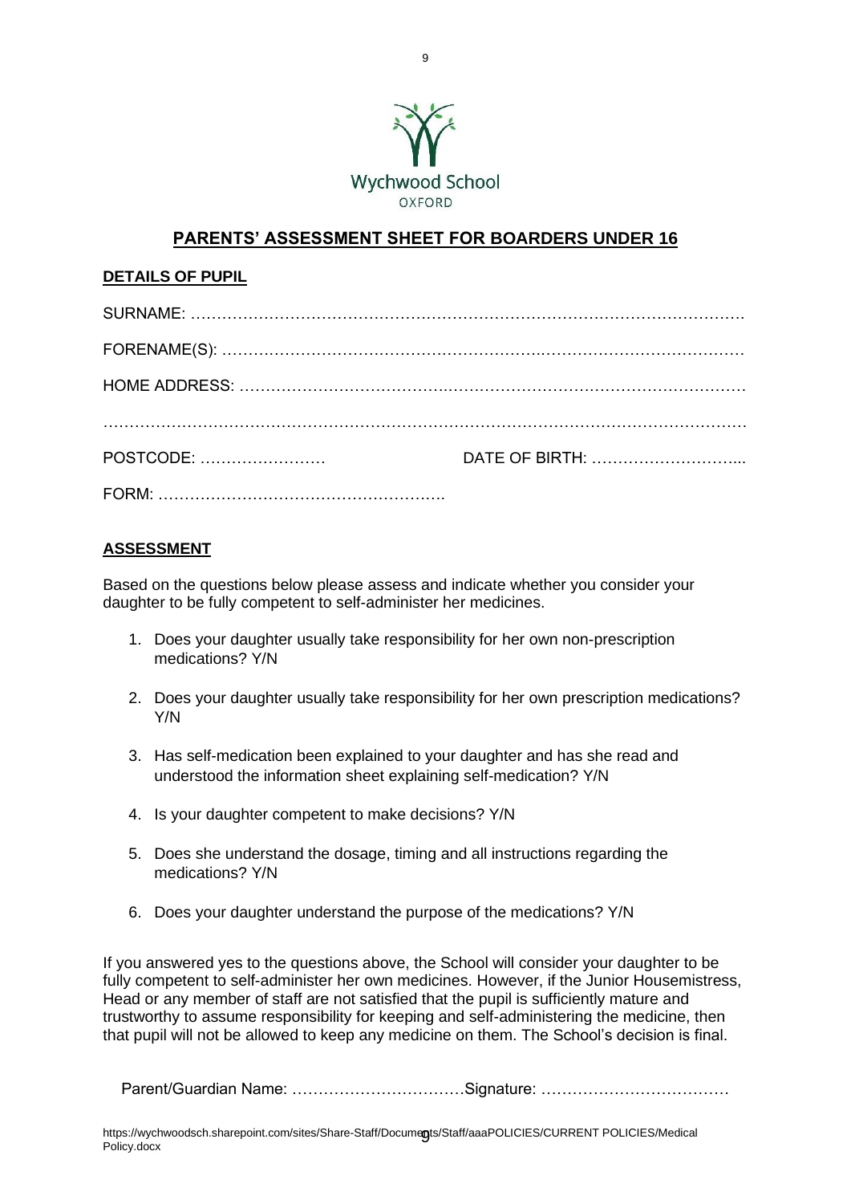Wychwood School
OXFORD

## PARENTS' ASSESSMENT SHEET FOR BOARDERS UNDER 16

### DETAILS OF PUPIL

SURNAME: ……………………………………………………………………………………………

FORENAME(S): …………………………………………………………………………………

HOME ADDRESS: ………………………………………………………………………………

…………………………………………………………………………………………………………

POSTCODE: …………………… DATE OF BIRTH: ………………………...

FORM: ……………………………………………….

### ASSESSMENT

Based on the questions below please assess and indicate whether you consider your daughter to be fully competent to self-administer her medicines.

1. Does your daughter usually take responsibility for her own non-prescription medications? Y/N
2. Does your daughter usually take responsibility for her own prescription medications? Y/N
3. Has self-medication been explained to your daughter and has she read and understood the information sheet explaining self-medication? Y/N
4. Is your daughter competent to make decisions? Y/N
5. Does she understand the dosage, timing and all instructions regarding the medications? Y/N
6. Does your daughter understand the purpose of the medications? Y/N

If you answered yes to the questions above, the School will consider your daughter to be fully competent to self-administer her own medicines. However, if the Junior Housemistress, Head or any member of staff are not satisfied that the pupil is sufficiently mature and trustworthy to assume responsibility for keeping and self-administering the medicine, then that pupil will not be allowed to keep any medicine on them. The School's decision is final.

Parent/Guardian Name: ……………………………Signature: ………………………………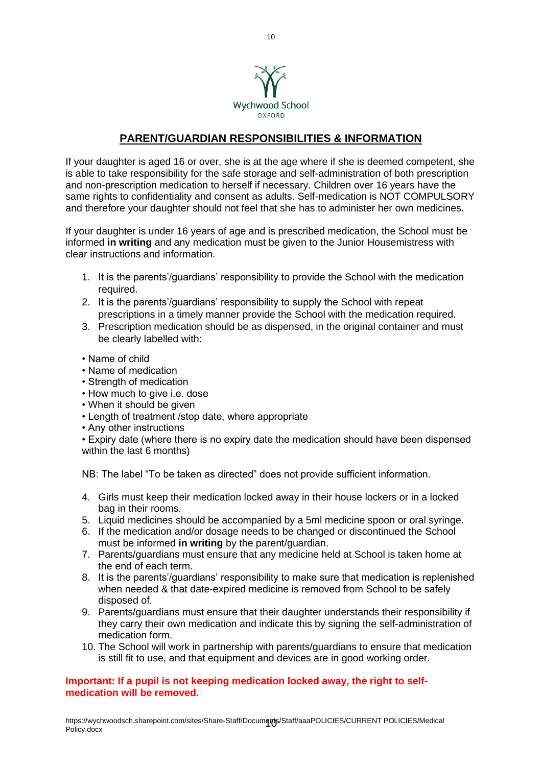Wychwood School
OXFORD

## PARENT/GUARDIAN RESPONSIBILITIES & INFORMATION

If your daughter is aged 16 or over, she is at the age where if she is deemed competent, she is able to take responsibility for the safe storage and self-administration of both prescription and non-prescription medication to herself if necessary. Children over 16 years have the same rights to confidentiality and consent as adults. Self-medication is NOT COMPULSORY and therefore your daughter should not feel that she has to administer her own medicines.

If your daughter is under 16 years of age and is prescribed medication, the School must be informed **in writing** and any medication must be given to the Junior Housemistress with clear instructions and information.

1. It is the parents'/guardians' responsibility to provide the School with the medication required.
2. It is the parents'/guardians' responsibility to supply the School with repeat prescriptions in a timely manner provide the School with the medication required.
3. Prescription medication should be as dispensed, in the original container and must be clearly labelled with:

- Name of child
- Name of medication
- Strength of medication
- How much to give i.e. dose
- When it should be given
- Length of treatment /stop date, where appropriate
- Any other instructions
- Expiry date (where there is no expiry date the medication should have been dispensed within the last 6 months)

NB: The label "To be taken as directed" does not provide sufficient information.

4. Girls must keep their medication locked away in their house lockers or in a locked bag in their rooms.
5. Liquid medicines should be accompanied by a 5ml medicine spoon or oral syringe.
6. If the medication and/or dosage needs to be changed or discontinued the School must be informed **in writing** by the parent/guardian.
7. Parents/guardians must ensure that any medicine held at School is taken home at the end of each term.
8. It is the parents'/guardians' responsibility to make sure that medication is replenished when needed & that date-expired medicine is removed from School to be safely disposed of.
9. Parents/guardians must ensure that their daughter understands their responsibility if they carry their own medication and indicate this by signing the self-administration of medication form.
10. The School will work in partnership with parents/guardians to ensure that medication is still fit to use, and that equipment and devices are in good working order.

**Important: If a pupil is not keeping medication locked away, the right to self-medication will be removed.**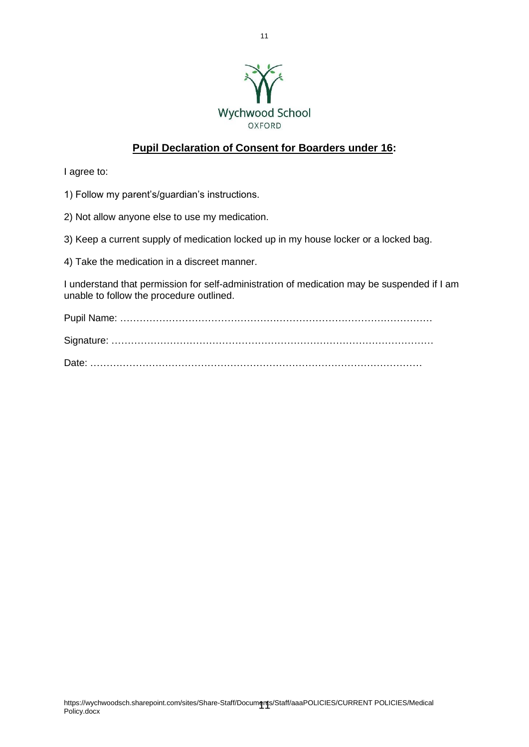Wychwood School
OXFORD

## **Pupil Declaration of Consent for Boarders under 16:**

I agree to:

1) Follow my parent's/guardian's instructions.

2) Not allow anyone else to use my medication.

3) Keep a current supply of medication locked up in my house locker or a locked bag.

4) Take the medication in a discreet manner.

I understand that permission for self-administration of medication may be suspended if I am unable to follow the procedure outlined.

Pupil Name: ……………………………………………………………………………………

Signature: ………………………………………………………………………………………

Date: ……………………………………………………………………………………….